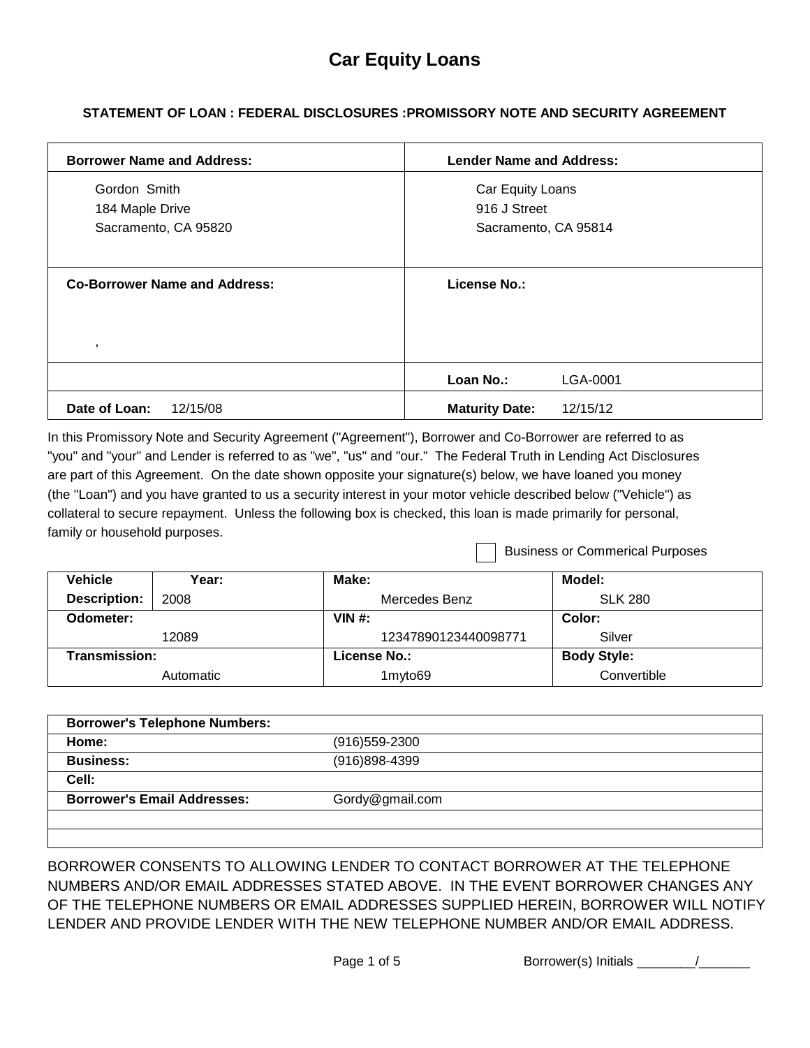# Car Equity Loans

### STATEMENT OF LOAN : FEDERAL DISCLOSURES :PROMISSORY NOTE AND SECURITY AGREEMENT

| **Borrower Name and Address:** | **Lender Name and Address:** |
|---|---|
| Gordon Smith<br>184 Maple Drive<br>Sacramento, CA 95820 | Car Equity Loans<br>916 J Street<br>Sacramento, CA 95814 |
| **Co-Borrower Name and Address:**<br>, | **License No.:** |
| | **Loan No.:** LGA-0001 |
| **Date of Loan:** 12/15/08 | **Maturity Date:** 12/15/12 |

In this Promissory Note and Security Agreement ("Agreement"), Borrower and Co-Borrower are referred to as "you" and "your" and Lender is referred to as "we", "us" and "our." The Federal Truth in Lending Act Disclosures are part of this Agreement. On the date shown opposite your signature(s) below, we have loaned you money (the "Loan") and you have granted to us a security interest in your motor vehicle described below ("Vehicle") as collateral to secure repayment. Unless the following box is checked, this loan is made primarily for personal, family or household purposes.

☐ Business or Commerical Purposes

| **Vehicle Description:** | **Year:** 2008 | **Make:** Mercedes Benz | **Model:** SLK 280 |
|---|---|---|---|
| **Odometer:** 12089 | | **VIN #:** 12347890123440098771 | **Color:** Silver |
| **Transmission:** Automatic | | **License No.:** 1myto69 | **Body Style:** Convertible |

| **Borrower's Telephone Numbers:** | |
|---|---|
| **Home:** | (916)559-2300 |
| **Business:** | (916)898-4399 |
| **Cell:** | |
| **Borrower's Email Addresses:** | Gordy@gmail.com |
| | |
| | |

BORROWER CONSENTS TO ALLOWING LENDER TO CONTACT BORROWER AT THE TELEPHONE NUMBERS AND/OR EMAIL ADDRESSES STATED ABOVE. IN THE EVENT BORROWER CHANGES ANY OF THE TELEPHONE NUMBERS OR EMAIL ADDRESSES SUPPLIED HEREIN, BORROWER WILL NOTIFY LENDER AND PROVIDE LENDER WITH THE NEW TELEPHONE NUMBER AND/OR EMAIL ADDRESS.

Borrower(s) Initials ________/_______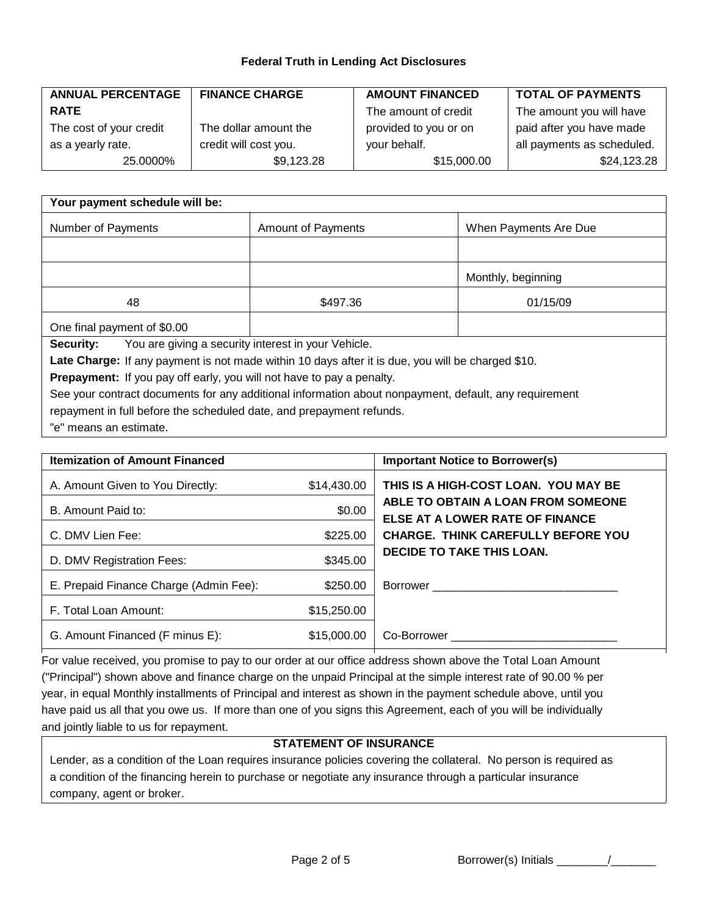### Federal Truth in Lending Act Disclosures

| **ANNUAL PERCENTAGE RATE** | **FINANCE CHARGE** | **AMOUNT FINANCED** | **TOTAL OF PAYMENTS** |
|---|---|---|---|
| The cost of your credit as a yearly rate. | The dollar amount the credit will cost you. | The amount of credit provided to you or on your behalf. | The amount you will have paid after you have made all payments as scheduled. |
| 25.0000% | $9,123.28 | $15,000.00 | $24,123.28 |

| **Your payment schedule will be:** | | |
|---|---|---|
| Number of Payments | Amount of Payments | When Payments Are Due |
| | | |
| | | Monthly, beginning |
| 48 | $497.36 | 01/15/09 |
| One final payment of $0.00 | | |

**Security:** You are giving a security interest in your Vehicle.

**Late Charge:** If any payment is not made within 10 days after it is due, you will be charged $10.

**Prepayment:** If you pay off early, you will not have to pay a penalty.

See your contract documents for any additional information about nonpayment, default, any requirement repayment in full before the scheduled date, and prepayment refunds.

"e" means an estimate.

| **Itemization of Amount Financed** | |
|---|---|
| A. Amount Given to You Directly: | $14,430.00 |
| B. Amount Paid to: | $0.00 |
| C. DMV Lien Fee: | $225.00 |
| D. DMV Registration Fees: | $345.00 |
| E. Prepaid Finance Charge (Admin Fee): | $250.00 |
| F. Total Loan Amount: | $15,250.00 |
| G. Amount Financed (F minus E): | $15,000.00 |

**Important Notice to Borrower(s)**

**THIS IS A HIGH-COST LOAN. YOU MAY BE ABLE TO OBTAIN A LOAN FROM SOMEONE ELSE AT A LOWER RATE OF FINANCE CHARGE. THINK CAREFULLY BEFORE YOU DECIDE TO TAKE THIS LOAN.**

Borrower _____________________________

Co-Borrower __________________________

For value received, you promise to pay to our order at our office address shown above the Total Loan Amount ("Principal") shown above and finance charge on the unpaid Principal at the simple interest rate of 90.00 % per year, in equal Monthly installments of Principal and interest as shown in the payment schedule above, until you have paid us all that you owe us. If more than one of you signs this Agreement, each of you will be individually and jointly liable to us for repayment.

**STATEMENT OF INSURANCE**

Lender, as a condition of the Loan requires insurance policies covering the collateral. No person is required as a condition of the financing herein to purchase or negotiate any insurance through a particular insurance company, agent or broker.

Borrower(s) Initials ________/_______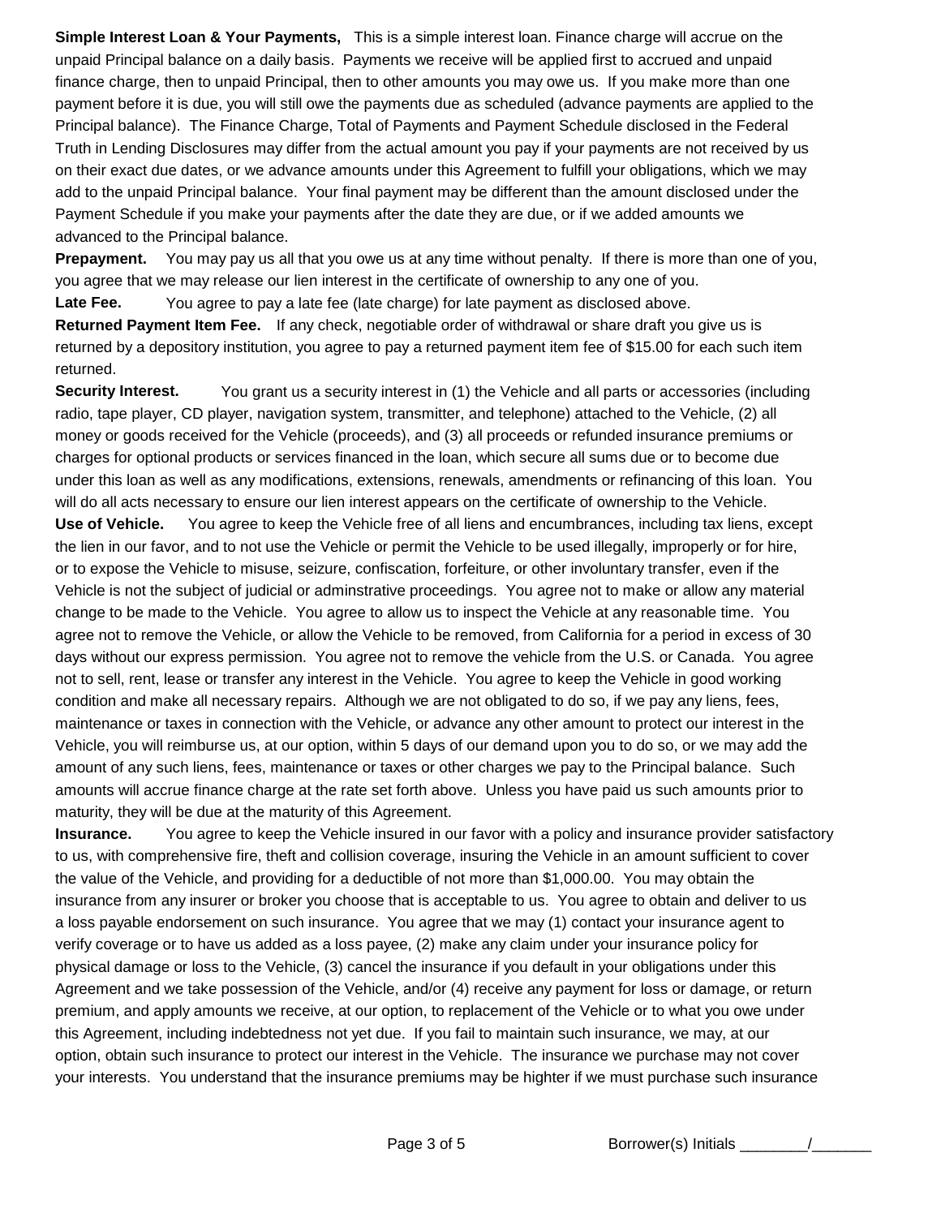**Simple Interest Loan & Your Payments,** This is a simple interest loan. Finance charge will accrue on the unpaid Principal balance on a daily basis. Payments we receive will be applied first to accrued and unpaid finance charge, then to unpaid Principal, then to other amounts you may owe us. If you make more than one payment before it is due, you will still owe the payments due as scheduled (advance payments are applied to the Principal balance). The Finance Charge, Total of Payments and Payment Schedule disclosed in the Federal Truth in Lending Disclosures may differ from the actual amount you pay if your payments are not received by us on their exact due dates, or we advance amounts under this Agreement to fulfill your obligations, which we may add to the unpaid Principal balance. Your final payment may be different than the amount disclosed under the Payment Schedule if you make your payments after the date they are due, or if we added amounts we advanced to the Principal balance.

**Prepayment.** You may pay us all that you owe us at any time without penalty. If there is more than one of you, you agree that we may release our lien interest in the certificate of ownership to any one of you.

**Late Fee.** You agree to pay a late fee (late charge) for late payment as disclosed above.

**Returned Payment Item Fee.** If any check, negotiable order of withdrawal or share draft you give us is returned by a depository institution, you agree to pay a returned payment item fee of $15.00 for each such item returned.

**Security Interest.** You grant us a security interest in (1) the Vehicle and all parts or accessories (including radio, tape player, CD player, navigation system, transmitter, and telephone) attached to the Vehicle, (2) all money or goods received for the Vehicle (proceeds), and (3) all proceeds or refunded insurance premiums or charges for optional products or services financed in the loan, which secure all sums due or to become due under this loan as well as any modifications, extensions, renewals, amendments or refinancing of this loan. You will do all acts necessary to ensure our lien interest appears on the certificate of ownership to the Vehicle.

**Use of Vehicle.** You agree to keep the Vehicle free of all liens and encumbrances, including tax liens, except the lien in our favor, and to not use the Vehicle or permit the Vehicle to be used illegally, improperly or for hire, or to expose the Vehicle to misuse, seizure, confiscation, forfeiture, or other involuntary transfer, even if the Vehicle is not the subject of judicial or adminstrative proceedings. You agree not to make or allow any material change to be made to the Vehicle. You agree to allow us to inspect the Vehicle at any reasonable time. You agree not to remove the Vehicle, or allow the Vehicle to be removed, from California for a period in excess of 30 days without our express permission. You agree not to remove the vehicle from the U.S. or Canada. You agree not to sell, rent, lease or transfer any interest in the Vehicle. You agree to keep the Vehicle in good working condition and make all necessary repairs. Although we are not obligated to do so, if we pay any liens, fees, maintenance or taxes in connection with the Vehicle, or advance any other amount to protect our interest in the Vehicle, you will reimburse us, at our option, within 5 days of our demand upon you to do so, or we may add the amount of any such liens, fees, maintenance or taxes or other charges we pay to the Principal balance. Such amounts will accrue finance charge at the rate set forth above. Unless you have paid us such amounts prior to maturity, they will be due at the maturity of this Agreement.

**Insurance.** You agree to keep the Vehicle insured in our favor with a policy and insurance provider satisfactory to us, with comprehensive fire, theft and collision coverage, insuring the Vehicle in an amount sufficient to cover the value of the Vehicle, and providing for a deductible of not more than $1,000.00. You may obtain the insurance from any insurer or broker you choose that is acceptable to us. You agree to obtain and deliver to us a loss payable endorsement on such insurance. You agree that we may (1) contact your insurance agent to verify coverage or to have us added as a loss payee, (2) make any claim under your insurance policy for physical damage or loss to the Vehicle, (3) cancel the insurance if you default in your obligations under this Agreement and we take possession of the Vehicle, and/or (4) receive any payment for loss or damage, or return premium, and apply amounts we receive, at our option, to replacement of the Vehicle or to what you owe under this Agreement, including indebtedness not yet due. If you fail to maintain such insurance, we may, at our option, obtain such insurance to protect our interest in the Vehicle. The insurance we purchase may not cover your interests. You understand that the insurance premiums may be highter if we must purchase such insurance

Borrower(s) Initials ________/_______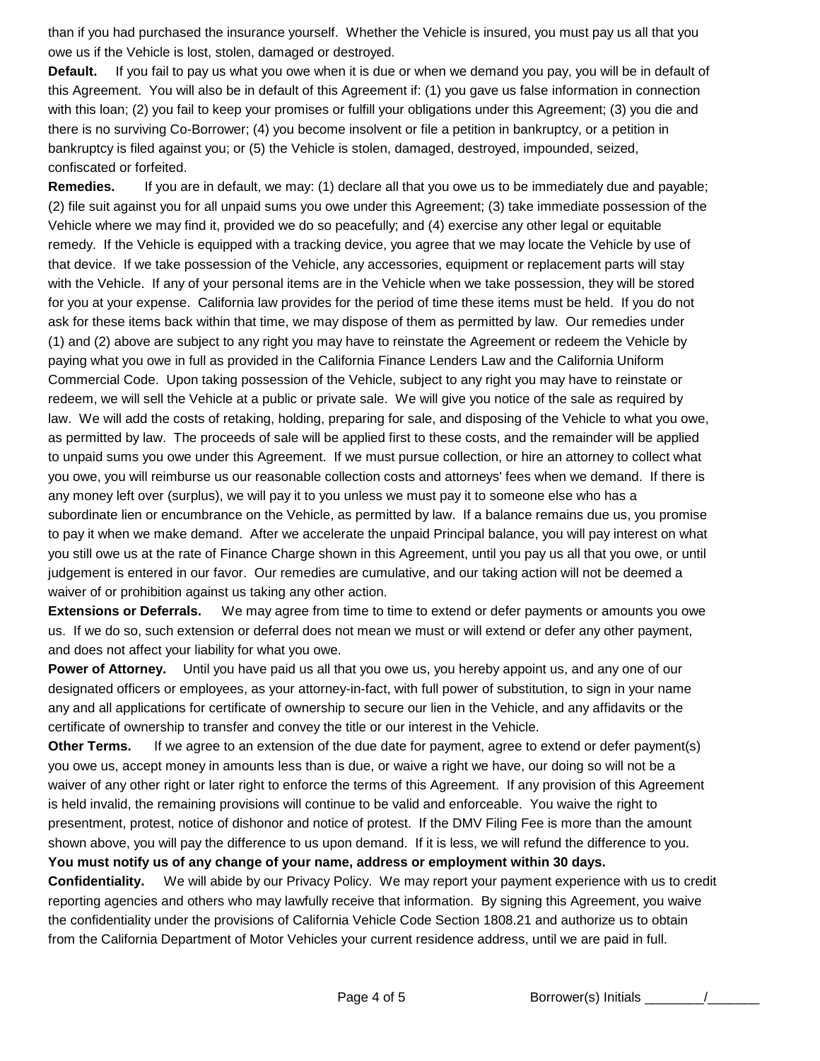than if you had purchased the insurance yourself. Whether the Vehicle is insured, you must pay us all that you owe us if the Vehicle is lost, stolen, damaged or destroyed.

**Default.** If you fail to pay us what you owe when it is due or when we demand you pay, you will be in default of this Agreement. You will also be in default of this Agreement if: (1) you gave us false information in connection with this loan; (2) you fail to keep your promises or fulfill your obligations under this Agreement; (3) you die and there is no surviving Co-Borrower; (4) you become insolvent or file a petition in bankruptcy, or a petition in bankruptcy is filed against you; or (5) the Vehicle is stolen, damaged, destroyed, impounded, seized, confiscated or forfeited.

**Remedies.** If you are in default, we may: (1) declare all that you owe us to be immediately due and payable; (2) file suit against you for all unpaid sums you owe under this Agreement; (3) take immediate possession of the Vehicle where we may find it, provided we do so peacefully; and (4) exercise any other legal or equitable remedy. If the Vehicle is equipped with a tracking device, you agree that we may locate the Vehicle by use of that device. If we take possession of the Vehicle, any accessories, equipment or replacement parts will stay with the Vehicle. If any of your personal items are in the Vehicle when we take possession, they will be stored for you at your expense. California law provides for the period of time these items must be held. If you do not ask for these items back within that time, we may dispose of them as permitted by law. Our remedies under (1) and (2) above are subject to any right you may have to reinstate the Agreement or redeem the Vehicle by paying what you owe in full as provided in the California Finance Lenders Law and the California Uniform Commercial Code. Upon taking possession of the Vehicle, subject to any right you may have to reinstate or redeem, we will sell the Vehicle at a public or private sale. We will give you notice of the sale as required by law. We will add the costs of retaking, holding, preparing for sale, and disposing of the Vehicle to what you owe, as permitted by law. The proceeds of sale will be applied first to these costs, and the remainder will be applied to unpaid sums you owe under this Agreement. If we must pursue collection, or hire an attorney to collect what you owe, you will reimburse us our reasonable collection costs and attorneys' fees when we demand. If there is any money left over (surplus), we will pay it to you unless we must pay it to someone else who has a subordinate lien or encumbrance on the Vehicle, as permitted by law. If a balance remains due us, you promise to pay it when we make demand. After we accelerate the unpaid Principal balance, you will pay interest on what you still owe us at the rate of Finance Charge shown in this Agreement, until you pay us all that you owe, or until judgement is entered in our favor. Our remedies are cumulative, and our taking action will not be deemed a waiver of or prohibition against us taking any other action.

**Extensions or Deferrals.** We may agree from time to time to extend or defer payments or amounts you owe us. If we do so, such extension or deferral does not mean we must or will extend or defer any other payment, and does not affect your liability for what you owe.

**Power of Attorney.** Until you have paid us all that you owe us, you hereby appoint us, and any one of our designated officers or employees, as your attorney-in-fact, with full power of substitution, to sign in your name any and all applications for certificate of ownership to secure our lien in the Vehicle, and any affidavits or the certificate of ownership to transfer and convey the title or our interest in the Vehicle.

**Other Terms.** If we agree to an extension of the due date for payment, agree to extend or defer payment(s) you owe us, accept money in amounts less than is due, or waive a right we have, our doing so will not be a waiver of any other right or later right to enforce the terms of this Agreement. If any provision of this Agreement is held invalid, the remaining provisions will continue to be valid and enforceable. You waive the right to presentment, protest, notice of dishonor and notice of protest. If the DMV Filing Fee is more than the amount shown above, you will pay the difference to us upon demand. If it is less, we will refund the difference to you.
**You must notify us of any change of your name, address or employment within 30 days.**

**Confidentiality.** We will abide by our Privacy Policy. We may report your payment experience with us to credit reporting agencies and others who may lawfully receive that information. By signing this Agreement, you waive the confidentiality under the provisions of California Vehicle Code Section 1808.21 and authorize us to obtain from the California Department of Motor Vehicles your current residence address, until we are paid in full.

Borrower(s) Initials ________/_______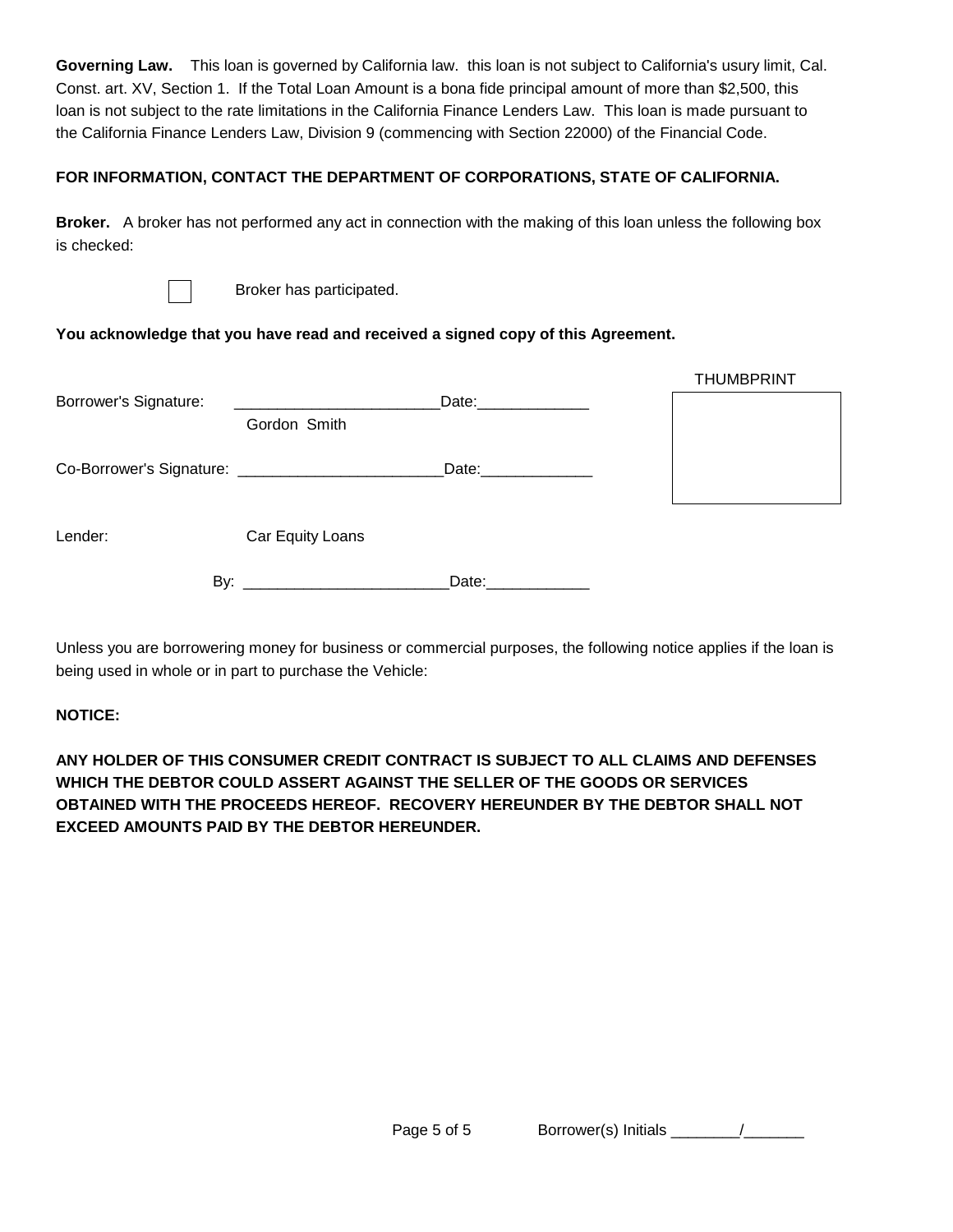**Governing Law.** This loan is governed by California law. this loan is not subject to California's usury limit, Cal. Const. art. XV, Section 1. If the Total Loan Amount is a bona fide principal amount of more than $2,500, this loan is not subject to the rate limitations in the California Finance Lenders Law. This loan is made pursuant to the California Finance Lenders Law, Division 9 (commencing with Section 22000) of the Financial Code.

**FOR INFORMATION, CONTACT THE DEPARTMENT OF CORPORATIONS, STATE OF CALIFORNIA.**

**Broker.** A broker has not performed any act in connection with the making of this loan unless the following box is checked:

☐ Broker has participated.

**You acknowledge that you have read and received a signed copy of this Agreement.**

THUMBPRINT

Borrower's Signature: ________________________ Date:_____________
Gordon Smith

Co-Borrower's Signature: ________________________ Date:_____________

Lender: Car Equity Loans

By: ________________________ Date:____________

Unless you are borrowering money for business or commercial purposes, the following notice applies if the loan is being used in whole or in part to purchase the Vehicle:

**NOTICE:**

**ANY HOLDER OF THIS CONSUMER CREDIT CONTRACT IS SUBJECT TO ALL CLAIMS AND DEFENSES WHICH THE DEBTOR COULD ASSERT AGAINST THE SELLER OF THE GOODS OR SERVICES OBTAINED WITH THE PROCEEDS HEREOF. RECOVERY HEREUNDER BY THE DEBTOR SHALL NOT EXCEED AMOUNTS PAID BY THE DEBTOR HEREUNDER.**

Borrower(s) Initials ________/_______